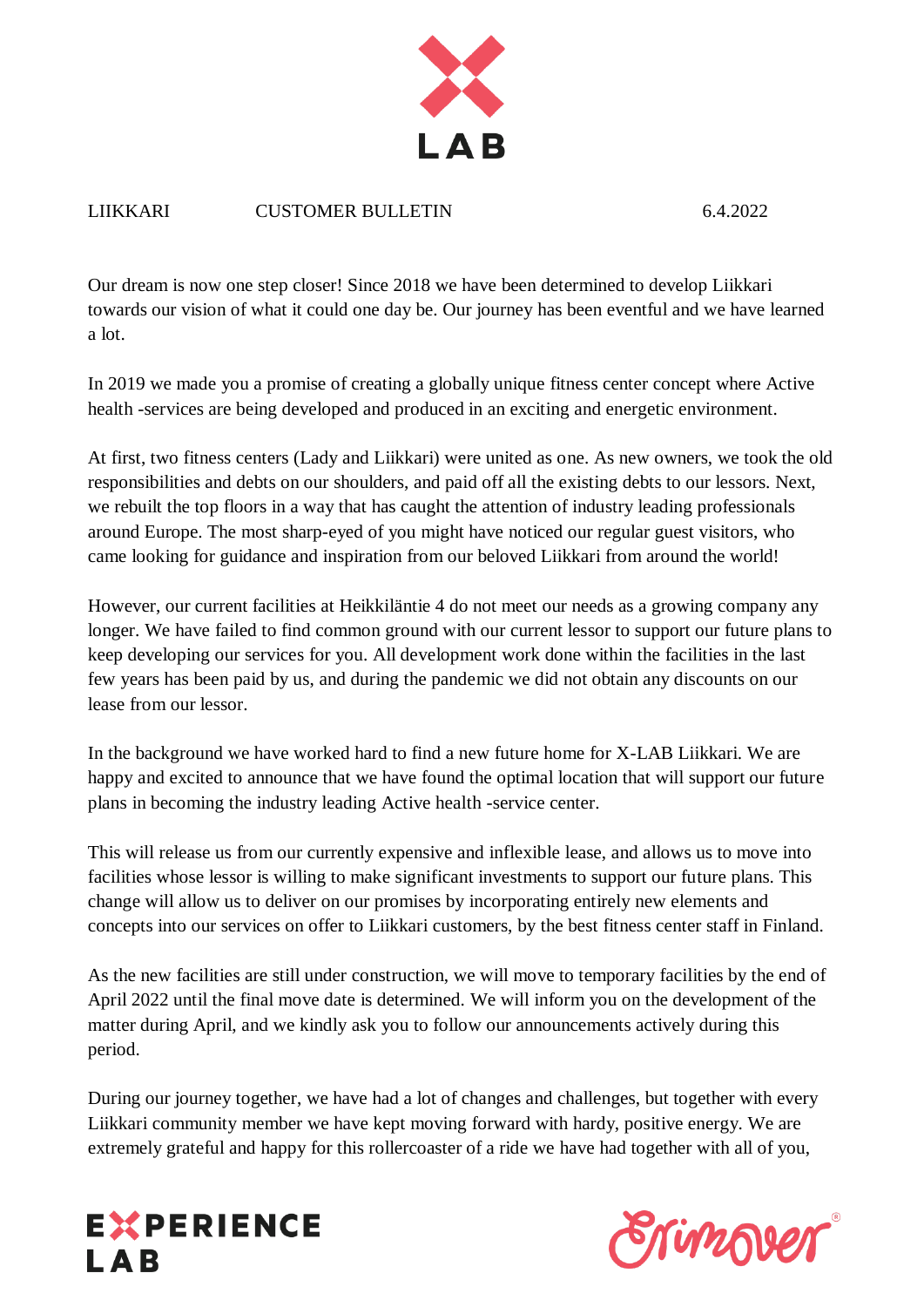LIIKKARI CUSTOMER BULLETIN 6.4.2022

Our dream is now one step closer! Since 2018 we have been determined to develop Liikkari towards our vision of what it could one day be. Our journey has been eventful and we have learned a lot.

In 2019 we made you a promise of creating a globally unique fitness center concept where Active health -services are being developed and produced in an exciting and energetic environment.

At first, two fitness centers (Lady and Liikkari) were united as one. As new owners, we took the old responsibilities and debts on our shoulders, and paid off all the existing debts to our lessors. Next, we rebuilt the top floors in a way that has caught the attention of industry leading professionals around Europe. The most sharp-eyed of you might have noticed our regular guest visitors, who came looking for guidance and inspiration from our beloved Liikkari from around the world!

However, our current facilities at Heikkiläntie 4 do not meet our needs as a growing company any longer. We have failed to find common ground with our current lessor to support our future plans to keep developing our services for you. All development work done within the facilities in the last few years has been paid by us, and during the pandemic we did not obtain any discounts on our lease from our lessor.

In the background we have worked hard to find a new future home for X-LAB Liikkari. We are happy and excited to announce that we have found the optimal location that will support our future plans in becoming the industry leading Active health -service center.

This will release us from our currently expensive and inflexible lease, and allows us to move into facilities whose lessor is willing to make significant investments to support our future plans. This change will allow us to deliver on our promises by incorporating entirely new elements and concepts into our services on offer to Liikkari customers, by the best fitness center staff in Finland.

As the new facilities are still under construction, we will move to temporary facilities by the end of April 2022 until the final move date is determined. We will inform you on the development of the matter during April, and we kindly ask you to follow our announcements actively during this period.

During our journey together, we have had a lot of changes and challenges, but together with every Liikkari community member we have kept moving forward with hardy, positive energy. We are extremely grateful and happy for this rollercoaster of a ride we have had together with all of you,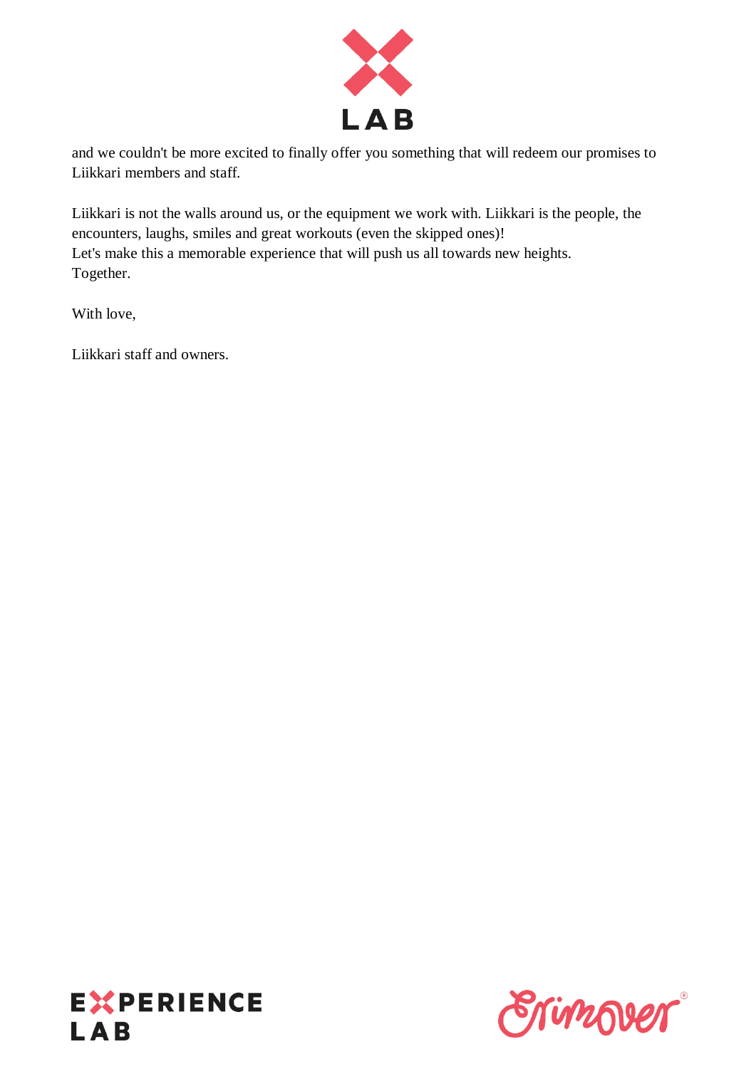and we couldn't be more excited to finally offer you something that will redeem our promises to Liikkari members and staff.

Liikkari is not the walls around us, or the equipment we work with. Liikkari is the people, the encounters, laughs, smiles and great workouts (even the skipped ones)!
Let's make this a memorable experience that will push us all towards new heights.
Together.

With love,

Liikkari staff and owners.